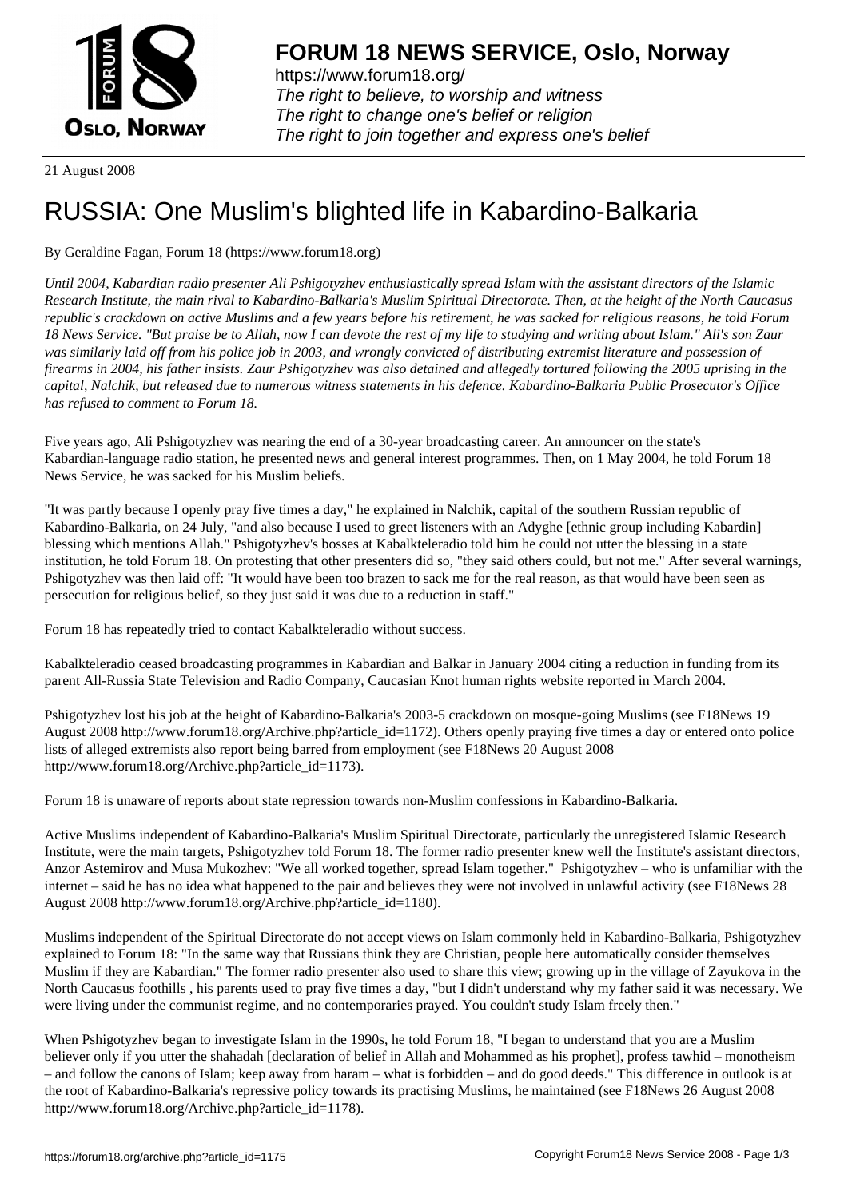# FORUM 18 NEWS SERVICE, Oslo, Norway

https://www.forum18.org/
*The right to believe, to worship and witness*
*The right to change one's belief or religion*
*The right to join together and express one's belief*

21 August 2008

# RUSSIA: One Muslim's blighted life in Kabardino-Balkaria

By Geraldine Fagan, Forum 18 (https://www.forum18.org)

*Until 2004, Kabardian radio presenter Ali Pshigotyzhev enthusiastically spread Islam with the assistant directors of the Islamic Research Institute, the main rival to Kabardino-Balkaria's Muslim Spiritual Directorate. Then, at the height of the North Caucasus republic's crackdown on active Muslims and a few years before his retirement, he was sacked for religious reasons, he told Forum 18 News Service. "But praise be to Allah, now I can devote the rest of my life to studying and writing about Islam." Ali's son Zaur was similarly laid off from his police job in 2003, and wrongly convicted of distributing extremist literature and possession of firearms in 2004, his father insists. Zaur Pshigotyzhev was also detained and allegedly tortured following the 2005 uprising in the capital, Nalchik, but released due to numerous witness statements in his defence. Kabardino-Balkaria Public Prosecutor's Office has refused to comment to Forum 18.*

Five years ago, Ali Pshigotyzhev was nearing the end of a 30-year broadcasting career. An announcer on the state's Kabardian-language radio station, he presented news and general interest programmes. Then, on 1 May 2004, he told Forum 18 News Service, he was sacked for his Muslim beliefs.

"It was partly because I openly pray five times a day," he explained in Nalchik, capital of the southern Russian republic of Kabardino-Balkaria, on 24 July, "and also because I used to greet listeners with an Adyghe [ethnic group including Kabardin] blessing which mentions Allah." Pshigotyzhev's bosses at Kabalkteleradio told him he could not utter the blessing in a state institution, he told Forum 18. On protesting that other presenters did so, "they said others could, but not me." After several warnings, Pshigotyzhev was then laid off: "It would have been too brazen to sack me for the real reason, as that would have been seen as persecution for religious belief, so they just said it was due to a reduction in staff."

Forum 18 has repeatedly tried to contact Kabalkteleradio without success.

Kabalkteleradio ceased broadcasting programmes in Kabardian and Balkar in January 2004 citing a reduction in funding from its parent All-Russia State Television and Radio Company, Caucasian Knot human rights website reported in March 2004.

Pshigotyzhev lost his job at the height of Kabardino-Balkaria's 2003-5 crackdown on mosque-going Muslims (see F18News 19 August 2008 http://www.forum18.org/Archive.php?article_id=1172). Others openly praying five times a day or entered onto police lists of alleged extremists also report being barred from employment (see F18News 20 August 2008 http://www.forum18.org/Archive.php?article_id=1173).

Forum 18 is unaware of reports about state repression towards non-Muslim confessions in Kabardino-Balkaria.

Active Muslims independent of Kabardino-Balkaria's Muslim Spiritual Directorate, particularly the unregistered Islamic Research Institute, were the main targets, Pshigotyzhev told Forum 18. The former radio presenter knew well the Institute's assistant directors, Anzor Astemirov and Musa Mukozhev: "We all worked together, spread Islam together." Pshigotyzhev – who is unfamiliar with the internet – said he has no idea what happened to the pair and believes they were not involved in unlawful activity (see F18News 28 August 2008 http://www.forum18.org/Archive.php?article_id=1180).

Muslims independent of the Spiritual Directorate do not accept views on Islam commonly held in Kabardino-Balkaria, Pshigotyzhev explained to Forum 18: "In the same way that Russians think they are Christian, people here automatically consider themselves Muslim if they are Kabardian." The former radio presenter also used to share this view; growing up in the village of Zayukova in the North Caucasus foothills , his parents used to pray five times a day, "but I didn't understand why my father said it was necessary. We were living under the communist regime, and no contemporaries prayed. You couldn't study Islam freely then."

When Pshigotyzhev began to investigate Islam in the 1990s, he told Forum 18, "I began to understand that you are a Muslim believer only if you utter the shahadah [declaration of belief in Allah and Mohammed as his prophet], profess tawhid – monotheism – and follow the canons of Islam; keep away from haram – what is forbidden – and do good deeds." This difference in outlook is at the root of Kabardino-Balkaria's repressive policy towards its practising Muslims, he maintained (see F18News 26 August 2008 http://www.forum18.org/Archive.php?article_id=1178).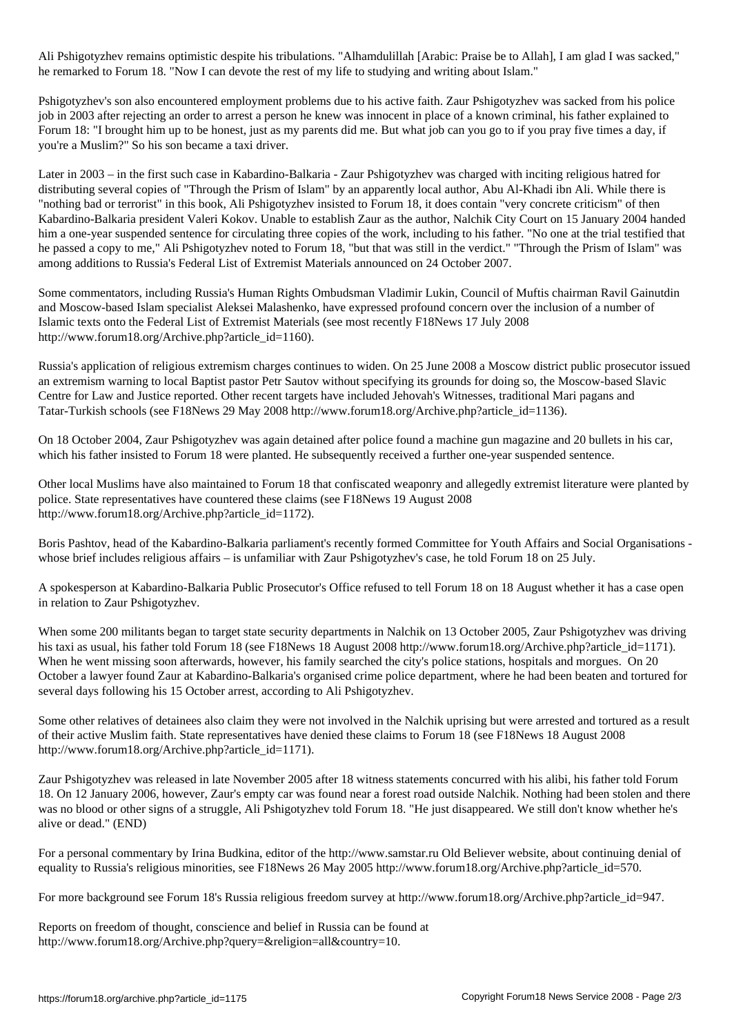Ali Pshigotyzhev remains optimistic despite his tribulations. "Alhamdulillah [Arabic: Praise be to Allah], I am glad I was sacked," he remarked to Forum 18. "Now I can devote the rest of my life to studying and writing about Islam."

Pshigotyzhev's son also encountered employment problems due to his active faith. Zaur Pshigotyzhev was sacked from his police job in 2003 after rejecting an order to arrest a person he knew was innocent in place of a known criminal, his father explained to Forum 18: "I brought him up to be honest, just as my parents did me. But what job can you go to if you pray five times a day, if you're a Muslim?" So his son became a taxi driver.

Later in 2003 – in the first such case in Kabardino-Balkaria - Zaur Pshigotyzhev was charged with inciting religious hatred for distributing several copies of "Through the Prism of Islam" by an apparently local author, Abu Al-Khadi ibn Ali. While there is "nothing bad or terrorist" in this book, Ali Pshigotyzhev insisted to Forum 18, it does contain "very concrete criticism" of then Kabardino-Balkaria president Valeri Kokov. Unable to establish Zaur as the author, Nalchik City Court on 15 January 2004 handed him a one-year suspended sentence for circulating three copies of the work, including to his father. "No one at the trial testified that he passed a copy to me," Ali Pshigotyzhev noted to Forum 18, "but that was still in the verdict." "Through the Prism of Islam" was among additions to Russia's Federal List of Extremist Materials announced on 24 October 2007.

Some commentators, including Russia's Human Rights Ombudsman Vladimir Lukin, Council of Muftis chairman Ravil Gainutdin and Moscow-based Islam specialist Aleksei Malashenko, have expressed profound concern over the inclusion of a number of Islamic texts onto the Federal List of Extremist Materials (see most recently F18News 17 July 2008 http://www.forum18.org/Archive.php?article_id=1160).

Russia's application of religious extremism charges continues to widen. On 25 June 2008 a Moscow district public prosecutor issued an extremism warning to local Baptist pastor Petr Sautov without specifying its grounds for doing so, the Moscow-based Slavic Centre for Law and Justice reported. Other recent targets have included Jehovah's Witnesses, traditional Mari pagans and Tatar-Turkish schools (see F18News 29 May 2008 http://www.forum18.org/Archive.php?article_id=1136).

On 18 October 2004, Zaur Pshigotyzhev was again detained after police found a machine gun magazine and 20 bullets in his car, which his father insisted to Forum 18 were planted. He subsequently received a further one-year suspended sentence.

Other local Muslims have also maintained to Forum 18 that confiscated weaponry and allegedly extremist literature were planted by police. State representatives have countered these claims (see F18News 19 August 2008 http://www.forum18.org/Archive.php?article_id=1172).

Boris Pashtov, head of the Kabardino-Balkaria parliament's recently formed Committee for Youth Affairs and Social Organisations - whose brief includes religious affairs – is unfamiliar with Zaur Pshigotyzhev's case, he told Forum 18 on 25 July.

A spokesperson at Kabardino-Balkaria Public Prosecutor's Office refused to tell Forum 18 on 18 August whether it has a case open in relation to Zaur Pshigotyzhev.

When some 200 militants began to target state security departments in Nalchik on 13 October 2005, Zaur Pshigotyzhev was driving his taxi as usual, his father told Forum 18 (see F18News 18 August 2008 http://www.forum18.org/Archive.php?article_id=1171). When he went missing soon afterwards, however, his family searched the city's police stations, hospitals and morgues. On 20 October a lawyer found Zaur at Kabardino-Balkaria's organised crime police department, where he had been beaten and tortured for several days following his 15 October arrest, according to Ali Pshigotyzhev.

Some other relatives of detainees also claim they were not involved in the Nalchik uprising but were arrested and tortured as a result of their active Muslim faith. State representatives have denied these claims to Forum 18 (see F18News 18 August 2008 http://www.forum18.org/Archive.php?article_id=1171).

Zaur Pshigotyzhev was released in late November 2005 after 18 witness statements concurred with his alibi, his father told Forum 18. On 12 January 2006, however, Zaur's empty car was found near a forest road outside Nalchik. Nothing had been stolen and there was no blood or other signs of a struggle, Ali Pshigotyzhev told Forum 18. "He just disappeared. We still don't know whether he's alive or dead." (END)

For a personal commentary by Irina Budkina, editor of the http://www.samstar.ru Old Believer website, about continuing denial of equality to Russia's religious minorities, see F18News 26 May 2005 http://www.forum18.org/Archive.php?article_id=570.

For more background see Forum 18's Russia religious freedom survey at http://www.forum18.org/Archive.php?article_id=947.

Reports on freedom of thought, conscience and belief in Russia can be found at http://www.forum18.org/Archive.php?query=&religion=all&country=10.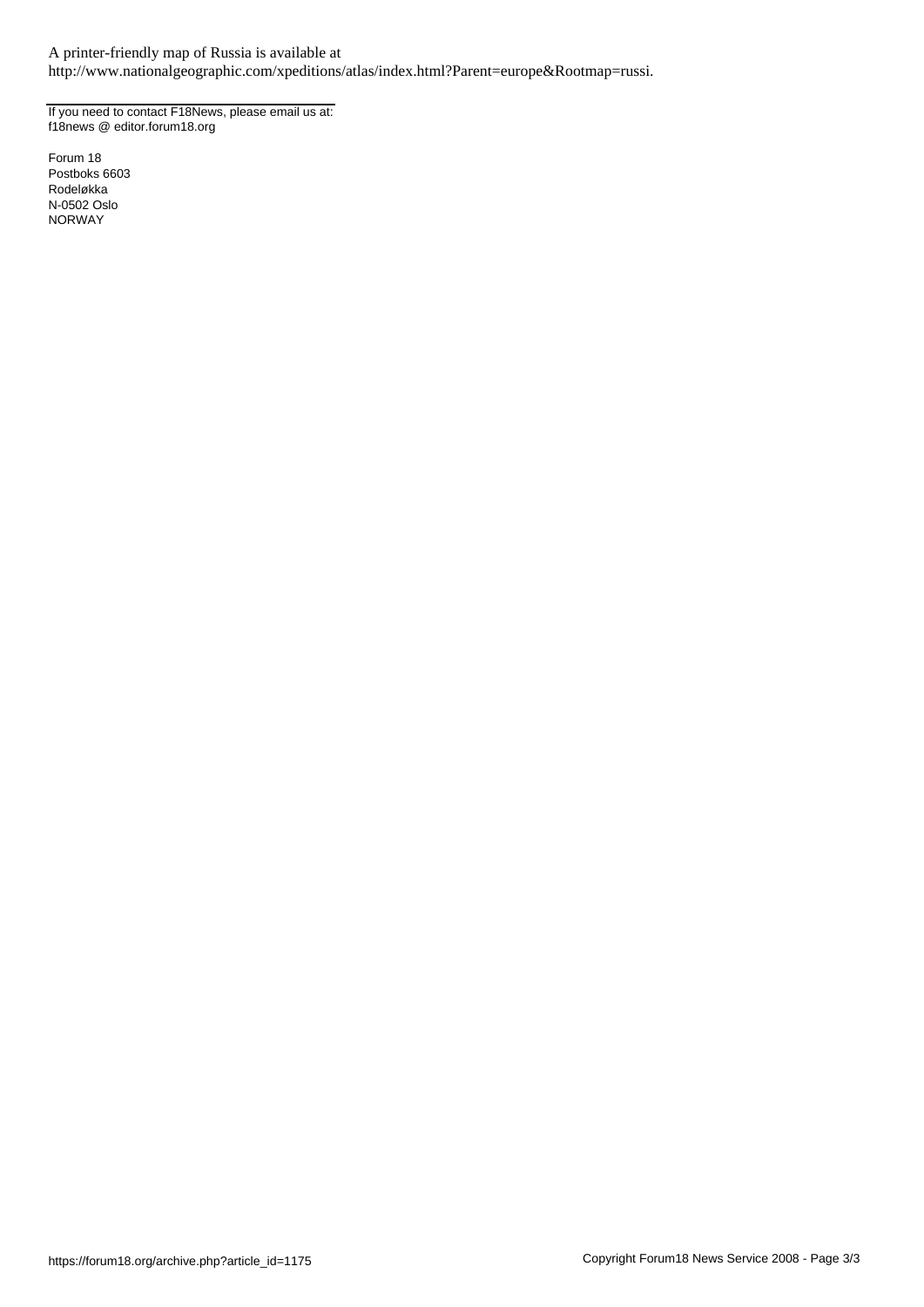A printer-friendly map of Russia is available at
http://www.nationalgeographic.com/xpeditions/atlas/index.html?Parent=europe&Rootmap=russi.

---

If you need to contact F18News, please email us at:
f18news @ editor.forum18.org

Forum 18
Postboks 6603
Rodeløkka
N-0502 Oslo
NORWAY